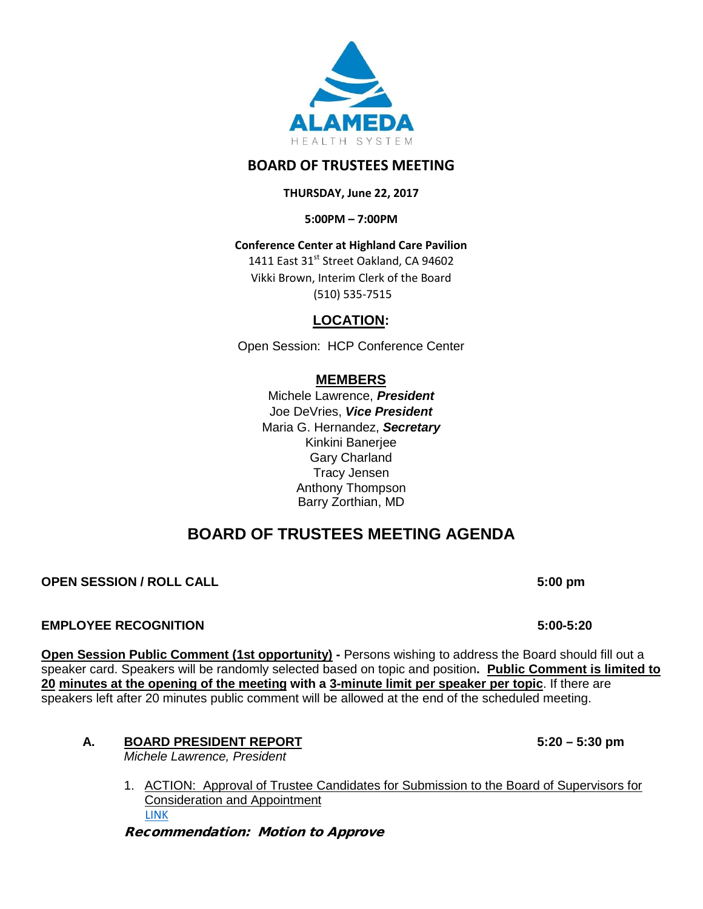ALAMEDA
HEALTH SYSTEM

# BOARD OF TRUSTEES MEETING

**THURSDAY, June 22, 2017**

**5:00PM – 7:00PM**

**Conference Center at Highland Care Pavilion**
1411 East 31st Street Oakland, CA 94602
Vikki Brown, Interim Clerk of the Board
(510) 535-7515

## LOCATION:

Open Session: HCP Conference Center

## MEMBERS

Michele Lawrence, ***President***
Joe DeVries, ***Vice President***
Maria G. Hernandez, ***Secretary***
Kinkini Banerjee
Gary Charland
Tracy Jensen
Anthony Thompson
Barry Zorthian, MD

# BOARD OF TRUSTEES MEETING AGENDA

**OPEN SESSION / ROLL CALL** **5:00 pm**

**EMPLOYEE RECOGNITION** **5:00-5:20**

**Open Session Public Comment (1st opportunity) -** Persons wishing to address the Board should fill out a speaker card. Speakers will be randomly selected based on topic and position**. Public Comment is limited to 20 minutes at the opening of the meeting with a 3-minute limit per speaker per topic**. If there are speakers left after 20 minutes public comment will be allowed at the end of the scheduled meeting.

**A. BOARD PRESIDENT REPORT** **5:20 – 5:30 pm**
*Michele Lawrence, President*

1. ACTION: Approval of Trustee Candidates for Submission to the Board of Supervisors for Consideration and Appointment
LINK

***Recommendation: Motion to Approve***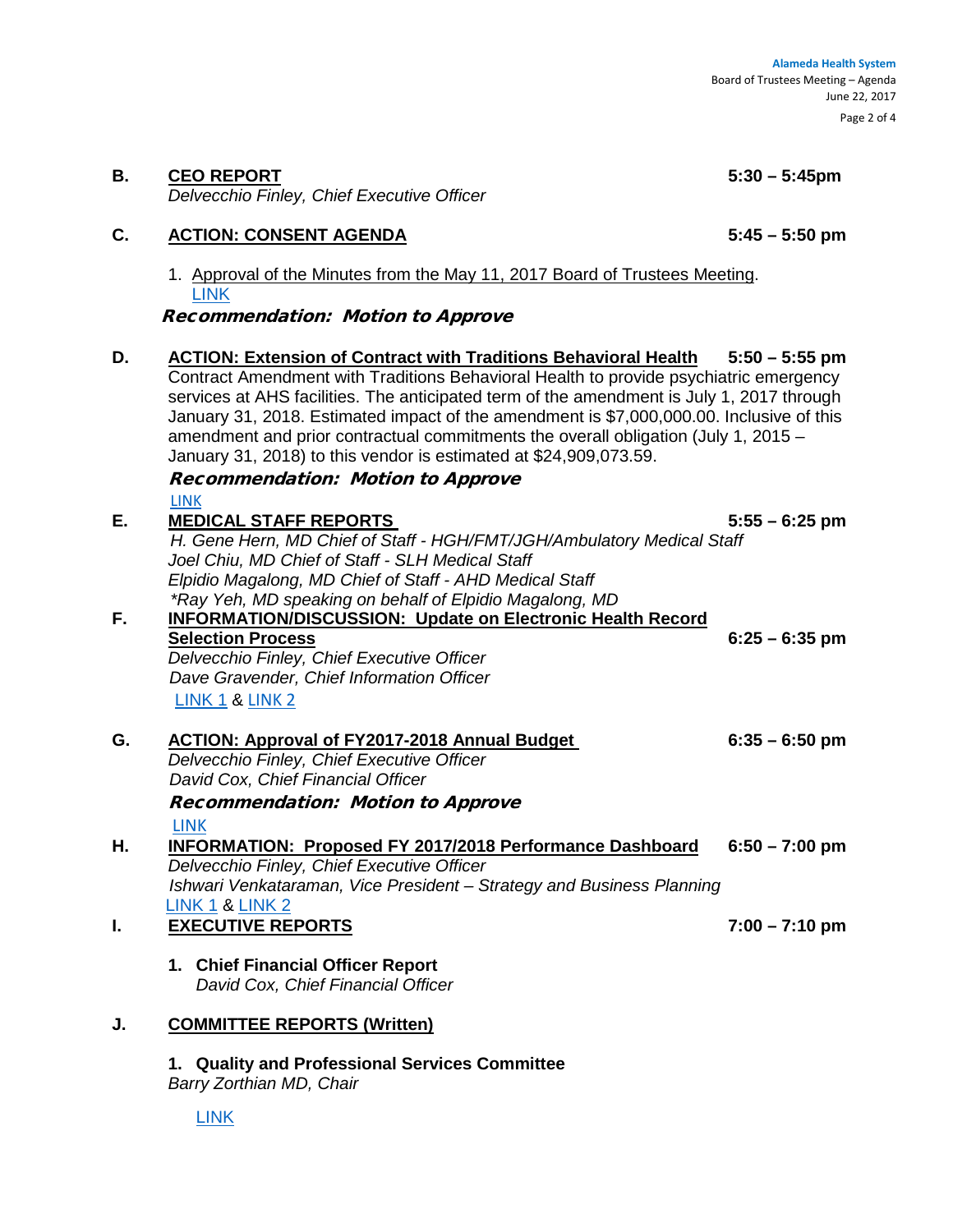**B. CEO REPORT** **5:30 – 5:45pm**

*Delvecchio Finley, Chief Executive Officer*

**C. ACTION: CONSENT AGENDA** **5:45 – 5:50 pm**

1. Approval of the Minutes from the May 11, 2017 Board of Trustees Meeting.
   LINK

***Recommendation: Motion to Approve***

**D. ACTION: Extension of Contract with Traditions Behavioral Health** **5:50 – 5:55 pm**

Contract Amendment with Traditions Behavioral Health to provide psychiatric emergency services at AHS facilities. The anticipated term of the amendment is July 1, 2017 through January 31, 2018. Estimated impact of the amendment is $7,000,000.00. Inclusive of this amendment and prior contractual commitments the overall obligation (July 1, 2015 – January 31, 2018) to this vendor is estimated at $24,909,073.59.

***Recommendation: Motion to Approve***

LINK

**E. MEDICAL STAFF REPORTS** **5:55 – 6:25 pm**

*H. Gene Hern, MD Chief of Staff - HGH/FMT/JGH/Ambulatory Medical Staff*
*Joel Chiu, MD Chief of Staff - SLH Medical Staff*
*Elpidio Magalong, MD Chief of Staff - AHD Medical Staff*
**Ray Yeh, MD speaking on behalf of Elpidio Magalong, MD*

**F. INFORMATION/DISCUSSION: Update on Electronic Health Record Selection Process** **6:25 – 6:35 pm**

*Delvecchio Finley, Chief Executive Officer*
*Dave Gravender, Chief Information Officer*

LINK 1 & LINK 2

**G. ACTION: Approval of FY2017-2018 Annual Budget** **6:35 – 6:50 pm**

*Delvecchio Finley, Chief Executive Officer*
*David Cox, Chief Financial Officer*

***Recommendation: Motion to Approve***

LINK

**H. INFORMATION: Proposed FY 2017/2018 Performance Dashboard** **6:50 – 7:00 pm**

*Delvecchio Finley, Chief Executive Officer*
*Ishwari Venkataraman, Vice President – Strategy and Business Planning*

LINK 1 & LINK 2

**I. EXECUTIVE REPORTS** **7:00 – 7:10 pm**

1. **Chief Financial Officer Report**
   *David Cox, Chief Financial Officer*

**J. COMMITTEE REPORTS (Written)**

1. **Quality and Professional Services Committee**
   *Barry Zorthian MD, Chair*

   LINK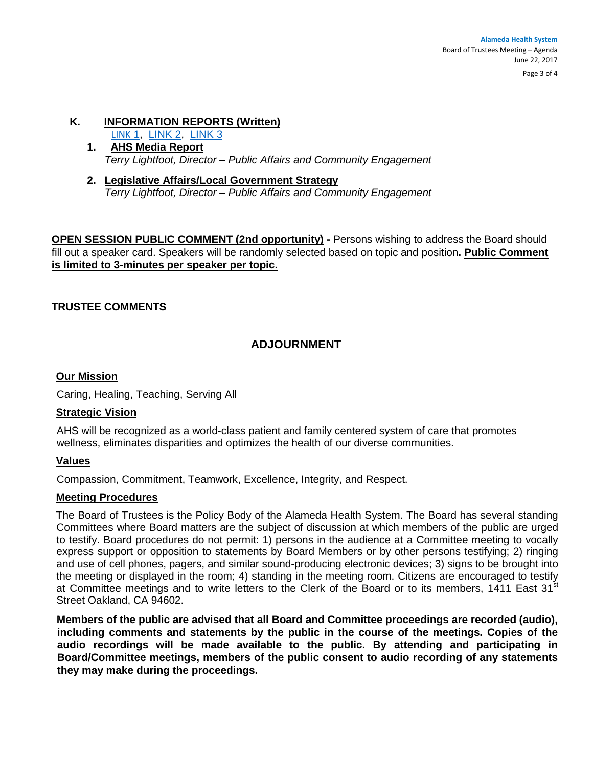## K. INFORMATION REPORTS (Written)

LINK 1, LINK 2, LINK 3

1. **AHS Media Report**
   *Terry Lightfoot, Director – Public Affairs and Community Engagement*

2. **Legislative Affairs/Local Government Strategy**
   *Terry Lightfoot, Director – Public Affairs and Community Engagement*

**OPEN SESSION PUBLIC COMMENT (2nd opportunity) -** Persons wishing to address the Board should fill out a speaker card. Speakers will be randomly selected based on topic and position**. Public Comment is limited to 3-minutes per speaker per topic.**

**TRUSTEE COMMENTS**

## ADJOURNMENT

**Our Mission**

Caring, Healing, Teaching, Serving All

**Strategic Vision**

AHS will be recognized as a world-class patient and family centered system of care that promotes wellness, eliminates disparities and optimizes the health of our diverse communities.

**Values**

Compassion, Commitment, Teamwork, Excellence, Integrity, and Respect.

**Meeting Procedures**

The Board of Trustees is the Policy Body of the Alameda Health System. The Board has several standing Committees where Board matters are the subject of discussion at which members of the public are urged to testify. Board procedures do not permit: 1) persons in the audience at a Committee meeting to vocally express support or opposition to statements by Board Members or by other persons testifying; 2) ringing and use of cell phones, pagers, and similar sound-producing electronic devices; 3) signs to be brought into the meeting or displayed in the room; 4) standing in the meeting room. Citizens are encouraged to testify at Committee meetings and to write letters to the Clerk of the Board or to its members, 1411 East 31st Street Oakland, CA 94602.

**Members of the public are advised that all Board and Committee proceedings are recorded (audio), including comments and statements by the public in the course of the meetings. Copies of the audio recordings will be made available to the public. By attending and participating in Board/Committee meetings, members of the public consent to audio recording of any statements they may make during the proceedings.**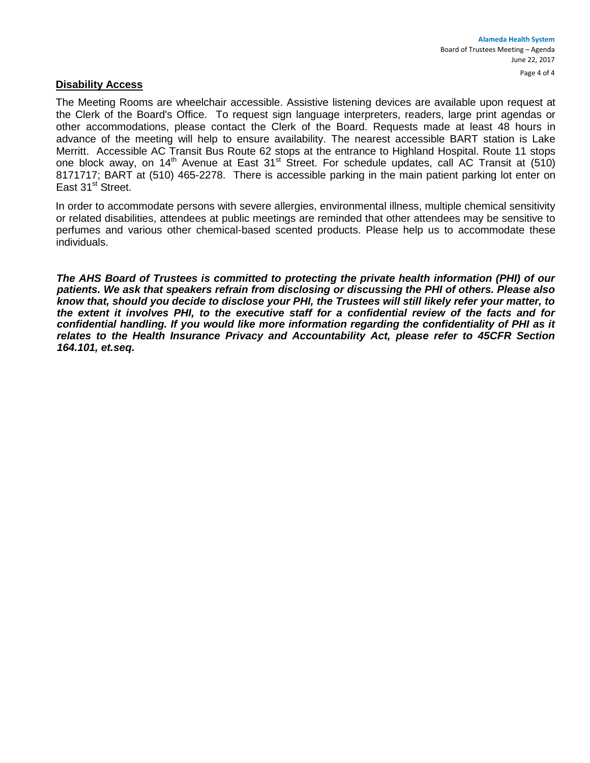## Disability Access

The Meeting Rooms are wheelchair accessible. Assistive listening devices are available upon request at the Clerk of the Board's Office. To request sign language interpreters, readers, large print agendas or other accommodations, please contact the Clerk of the Board. Requests made at least 48 hours in advance of the meeting will help to ensure availability. The nearest accessible BART station is Lake Merritt. Accessible AC Transit Bus Route 62 stops at the entrance to Highland Hospital. Route 11 stops one block away, on 14th Avenue at East 31st Street. For schedule updates, call AC Transit at (510) 8171717; BART at (510) 465-2278. There is accessible parking in the main patient parking lot enter on East 31st Street.

In order to accommodate persons with severe allergies, environmental illness, multiple chemical sensitivity or related disabilities, attendees at public meetings are reminded that other attendees may be sensitive to perfumes and various other chemical-based scented products. Please help us to accommodate these individuals.

***The AHS Board of Trustees is committed to protecting the private health information (PHI) of our patients. We ask that speakers refrain from disclosing or discussing the PHI of others. Please also know that, should you decide to disclose your PHI, the Trustees will still likely refer your matter, to the extent it involves PHI, to the executive staff for a confidential review of the facts and for confidential handling. If you would like more information regarding the confidentiality of PHI as it relates to the Health Insurance Privacy and Accountability Act, please refer to 45CFR Section 164.101, et.seq.***